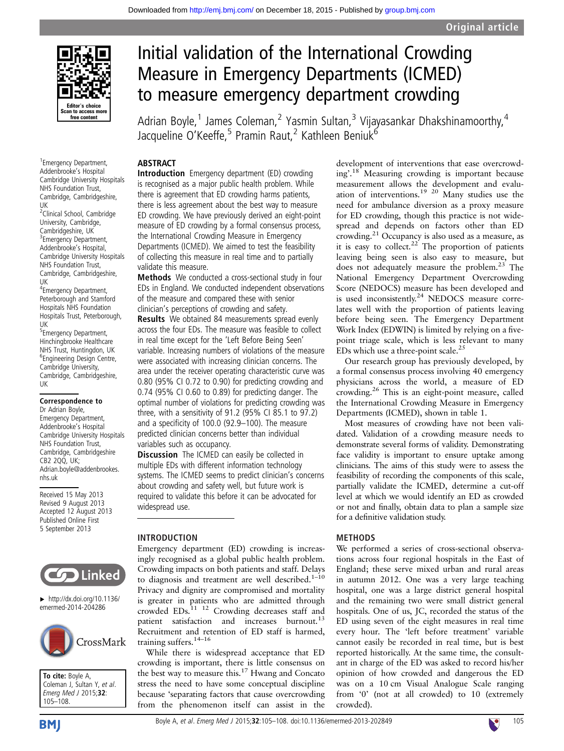# Initial validation of the International Crowding Measure in Emergency Departments (ICMED) to measure emergency department crowding

Adrian Boyle,[1] James Coleman,[2] Yasmin Sultan,[3] Vijayasankar Dhakshinamoorthy,[4] Jacqueline O'Keeffe,[5] Pramin Raut,[2] Kathleen Beniuk[6]

[1]Emergency Department, Addenbrooke's Hospital Cambridge University Hospitals NHS Foundation Trust, Cambridge, Cambridgeshire, UK
[2]Clinical School, Cambridge University, Cambridge, Cambridgeshire, UK
[3]Emergency Department, Addenbrooke's Hospital, Cambridge University Hospitals NHS Foundation Trust, Cambridge, Cambridgeshire, UK
[4]Emergency Department, Peterborough and Stamford Hospitals NHS Foundation Hospitals Trust, Peterborough, UK
[5]Emergency Department, Hinchingbrooke Healthcare NHS Trust, Huntingdon, UK
[6]Engineering Design Centre, Cambridge University, Cambridge, Cambridgeshire, UK

**Correspondence to**
Dr Adrian Boyle, Emergency Department, Addenbrooke's Hospital Cambridge University Hospitals NHS Foundation Trust, Cambridge, Cambridgeshire CB2 2QQ, UK; Adrian.boyle@addenbrookes.nhs.uk

Received 15 May 2013
Revised 9 August 2013
Accepted 12 August 2013
Published Online First 5 September 2013

► http://dx.doi.org/10.1136/emermed-2014-204286

**To cite:** Boyle A, Coleman J, Sultan Y, *et al*. *Emerg Med J* 2015;**32**:105–108.

## ABSTRACT

**Introduction** Emergency department (ED) crowding is recognised as a major public health problem. While there is agreement that ED crowding harms patients, there is less agreement about the best way to measure ED crowding. We have previously derived an eight-point measure of ED crowding by a formal consensus process, the International Crowding Measure in Emergency Departments (ICMED). We aimed to test the feasibility of collecting this measure in real time and to partially validate this measure.

**Methods** We conducted a cross-sectional study in four EDs in England. We conducted independent observations of the measure and compared these with senior clinician's perceptions of crowding and safety.

**Results** We obtained 84 measurements spread evenly across the four EDs. The measure was feasible to collect in real time except for the 'Left Before Being Seen' variable. Increasing numbers of violations of the measure were associated with increasing clinician concerns. The area under the receiver operating characteristic curve was 0.80 (95% CI 0.72 to 0.90) for predicting crowding and 0.74 (95% CI 0.60 to 0.89) for predicting danger. The optimal number of violations for predicting crowding was three, with a sensitivity of 91.2 (95% CI 85.1 to 97.2) and a specificity of 100.0 (92.9–100). The measure predicted clinician concerns better than individual variables such as occupancy.

**Discussion** The ICMED can easily be collected in multiple EDs with different information technology systems. The ICMED seems to predict clinician's concerns about crowding and safety well, but future work is required to validate this before it can be advocated for widespread use.

## INTRODUCTION

Emergency department (ED) crowding is increasingly recognised as a global public health problem. Crowding impacts on both patients and staff. Delays to diagnosis and treatment are well described.[1–10] Privacy and dignity are compromised and mortality is greater in patients who are admitted through crowded EDs.[11 12] Crowding decreases staff and patient satisfaction and increases burnout.[13] Recruitment and retention of ED staff is harmed, training suffers.[14–16]

While there is widespread acceptance that ED crowding is important, there is little consensus on the best way to measure this.[17] Hwang and Concato stress the need to have some conceptual discipline because 'separating factors that cause overcrowding from the phenomenon itself can assist in the development of interventions that ease overcrowding'.[18] Measuring crowding is important because measurement allows the development and evaluation of interventions.[19 20] Many studies use the need for ambulance diversion as a proxy measure for ED crowding, though this practice is not widespread and depends on factors other than ED crowding.[21] Occupancy is also used as a measure, as it is easy to collect.[22] The proportion of patients leaving being seen is also easy to measure, but does not adequately measure the problem.[23] The National Emergency Department Overcrowding Score (NEDOCS) measure has been developed and is used inconsistently.[24] NEDOCS measure correlates well with the proportion of patients leaving before being seen. The Emergency Department Work Index (EDWIN) is limited by relying on a five-point triage scale, which is less relevant to many EDs which use a three-point scale.[25]

Our research group has previously developed, by a formal consensus process involving 40 emergency physicians across the world, a measure of ED crowding.[26] This is an eight-point measure, called the International Crowding Measure in Emergency Departments (ICMED), shown in table 1.

Most measures of crowding have not been validated. Validation of a crowding measure needs to demonstrate several forms of validity. Demonstrating face validity is important to ensure uptake among clinicians. The aims of this study were to assess the feasibility of recording the components of this scale, partially validate the ICMED, determine a cut-off level at which we would identify an ED as crowded or not and finally, obtain data to plan a sample size for a definitive validation study.

## METHODS

We performed a series of cross-sectional observations across four regional hospitals in the East of England; these serve mixed urban and rural areas in autumn 2012. One was a very large teaching hospital, one was a large district general hospital and the remaining two were small district general hospitals. One of us, JC, recorded the status of the ED using seven of the eight measures in real time every hour. The 'left before treatment' variable cannot easily be recorded in real time, but is best reported historically. At the same time, the consultant in charge of the ED was asked to record his/her opinion of how crowded and dangerous the ED was on a 10 cm Visual Analogue Scale ranging from '0' (not at all crowded) to 10 (extremely crowded).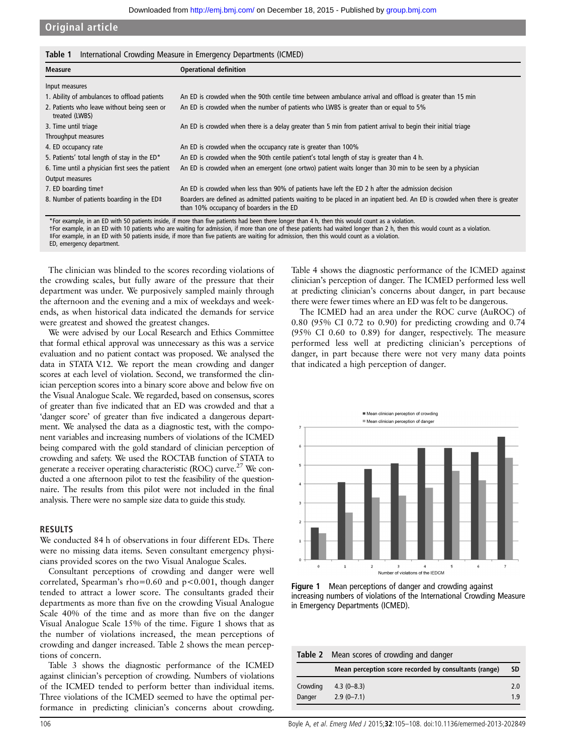**Table 1** International Crowding Measure in Emergency Departments (ICMED)

| Measure | Operational definition |
|---|---|
| Input measures | |
| 1. Ability of ambulances to offload patients | An ED is crowded when the 90th centile time between ambulance arrival and offload is greater than 15 min |
| 2. Patients who leave without being seen or treated (LWBS) | An ED is crowded when the number of patients who LWBS is greater than or equal to 5% |
| 3. Time until triage | An ED is crowded when there is a delay greater than 5 min from patient arrival to begin their initial triage |
| Throughput measures | |
| 4. ED occupancy rate | An ED is crowded when the occupancy rate is greater than 100% |
| 5. Patients' total length of stay in the ED* | An ED is crowded when the 90th centile patient's total length of stay is greater than 4 h. |
| 6. Time until a physician first sees the patient | An ED is crowded when an emergent (one ortwo) patient waits longer than 30 min to be seen by a physician |
| Output measures | |
| 7. ED boarding time† | An ED is crowded when less than 90% of patients have left the ED 2 h after the admission decision |
| 8. Number of patients boarding in the ED‡ | Boarders are defined as admitted patients waiting to be placed in an inpatient bed. An ED is crowded when there is greater than 10% occupancy of boarders in the ED |

*For example, in an ED with 50 patients inside, if more than five patients had been there longer than 4 h, then this would count as a violation.
†For example, in an ED with 10 patients who are waiting for admission, if more than one of these patients had waited longer than 2 h, then this would count as a violation.
‡For example, in an ED with 50 patients inside, if more than five patients are waiting for admission, then this would count as a violation.
ED, emergency department.

The clinician was blinded to the scores recording violations of the crowding scales, but fully aware of the pressure that their department was under. We purposively sampled mainly through the afternoon and the evening and a mix of weekdays and weekends, as when historical data indicated the demands for service were greatest and showed the greatest changes.

We were advised by our Local Research and Ethics Committee that formal ethical approval was unnecessary as this was a service evaluation and no patient contact was proposed. We analysed the data in STATA V.12. We report the mean crowding and danger scores at each level of violation. Second, we transformed the clinician perception scores into a binary score above and below five on the Visual Analogue Scale. We regarded, based on consensus, scores of greater than five indicated that an ED was crowded and that a 'danger score' of greater than five indicated a dangerous department. We analysed the data as a diagnostic test, with the component variables and increasing numbers of violations of the ICMED being compared with the gold standard of clinician perception of crowding and safety. We used the ROCTAB function of STATA to generate a receiver operating characteristic (ROC) curve.[27] We conducted a one afternoon pilot to test the feasibility of the questionnaire. The results from this pilot were not included in the final analysis. There were no sample size data to guide this study.

## RESULTS

We conducted 84 h of observations in four different EDs. There were no missing data items. Seven consultant emergency physicians provided scores on the two Visual Analogue Scales.

Consultant perceptions of crowding and danger were well correlated, Spearman's rho=0.60 and $p<0.001$, though danger tended to attract a lower score. The consultants graded their departments as more than five on the crowding Visual Analogue Scale 40% of the time and as more than five on the danger Visual Analogue Scale 15% of the time. Figure 1 shows that as the number of violations increased, the mean perceptions of crowding and danger increased. Table 2 shows the mean perceptions of concern.

Table 3 shows the diagnostic performance of the ICMED against clinician's perception of crowding. Numbers of violations of the ICMED tended to perform better than individual items. Three violations of the ICMED seemed to have the optimal performance in predicting clinician's concerns about crowding. Table 4 shows the diagnostic performance of the ICMED against clinician's perception of danger. The ICMED performed less well at predicting clinician's concerns about danger, in part because there were fewer times where an ED was felt to be dangerous.

The ICMED had an area under the ROC curve (AuROC) of 0.80 (95% CI 0.72 to 0.90) for predicting crowding and 0.74 (95% CI 0.60 to 0.89) for danger, respectively. The measure performed less well at predicting clinician's perceptions of danger, in part because there were not very many data points that indicated a high perception of danger.

**Figure 1** Mean perceptions of danger and crowding against increasing numbers of violations of the International Crowding Measure in Emergency Departments (ICMED).

**Table 2** Mean scores of crowding and danger

| | Mean perception score recorded by consultants (range) | SD |
|---|---|---|
| Crowding | 4.3 (0–8.3) | 2.0 |
| Danger | 2.9 (0–7.1) | 1.9 |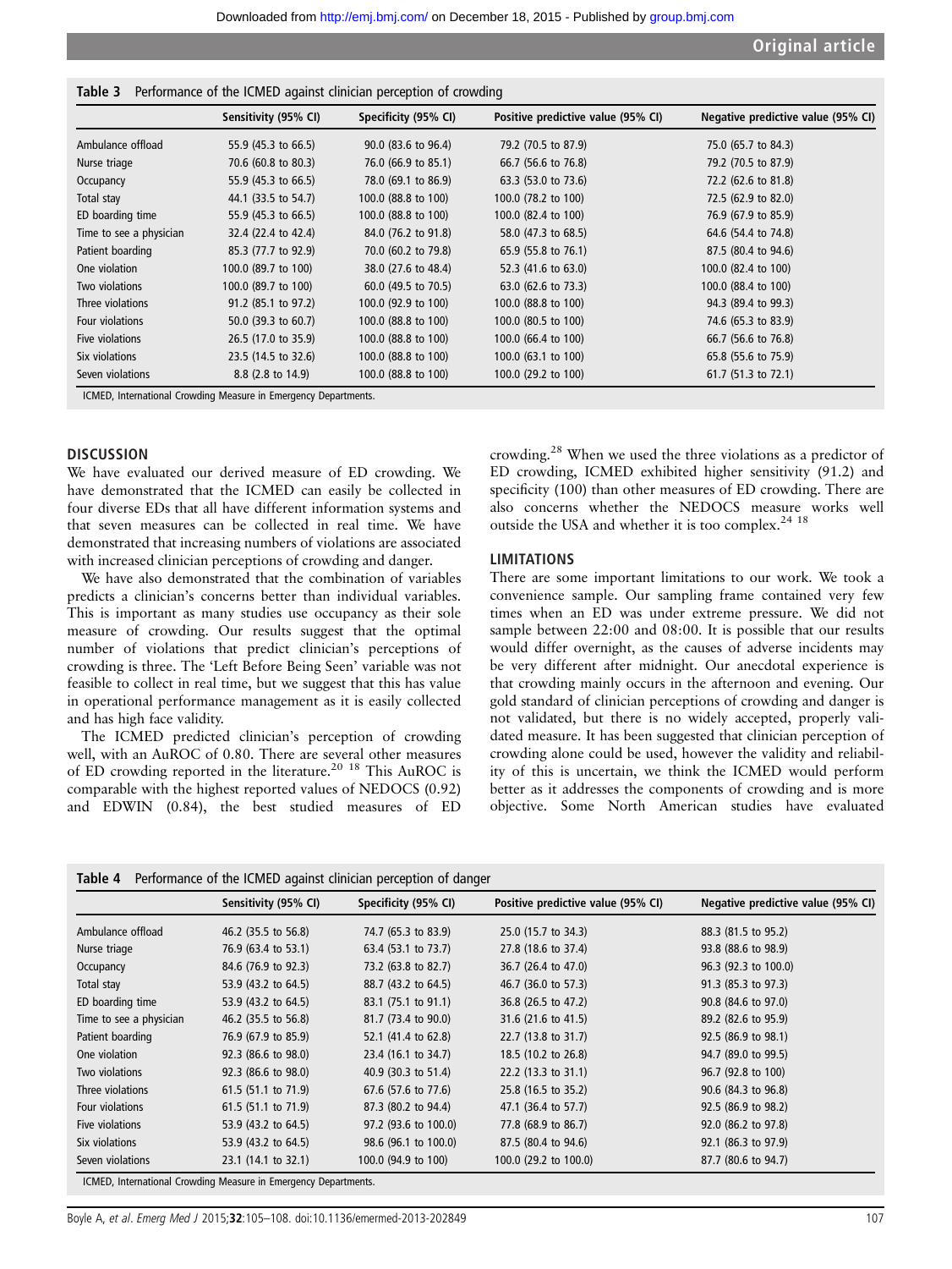**Table 3** Performance of the ICMED against clinician perception of crowding

| | Sensitivity (95% CI) | Specificity (95% CI) | Positive predictive value (95% CI) | Negative predictive value (95% CI) |
|---|---|---|---|---|
| Ambulance offload | 55.9 (45.3 to 66.5) | 90.0 (83.6 to 96.4) | 79.2 (70.5 to 87.9) | 75.0 (65.7 to 84.3) |
| Nurse triage | 70.6 (60.8 to 80.3) | 76.0 (66.9 to 85.1) | 66.7 (56.6 to 76.8) | 79.2 (70.5 to 87.9) |
| Occupancy | 55.9 (45.3 to 66.5) | 78.0 (69.1 to 86.9) | 63.3 (53.0 to 73.6) | 72.2 (62.6 to 81.8) |
| Total stay | 44.1 (33.5 to 54.7) | 100.0 (88.8 to 100) | 100.0 (78.2 to 100) | 72.5 (62.9 to 82.0) |
| ED boarding time | 55.9 (45.3 to 66.5) | 100.0 (88.8 to 100) | 100.0 (82.4 to 100) | 76.9 (67.9 to 85.9) |
| Time to see a physician | 32.4 (22.4 to 42.4) | 84.0 (76.2 to 91.8) | 58.0 (47.3 to 68.5) | 64.6 (54.4 to 74.8) |
| Patient boarding | 85.3 (77.7 to 92.9) | 70.0 (60.2 to 79.8) | 65.9 (55.8 to 76.1) | 87.5 (80.4 to 94.6) |
| One violation | 100.0 (89.7 to 100) | 38.0 (27.6 to 48.4) | 52.3 (41.6 to 63.0) | 100.0 (82.4 to 100) |
| Two violations | 100.0 (89.7 to 100) | 60.0 (49.5 to 70.5) | 63.0 (62.6 to 73.3) | 100.0 (88.4 to 100) |
| Three violations | 91.2 (85.1 to 97.2) | 100.0 (92.9 to 100) | 100.0 (88.8 to 100) | 94.3 (89.4 to 99.3) |
| Four violations | 50.0 (39.3 to 60.7) | 100.0 (88.8 to 100) | 100.0 (80.5 to 100) | 74.6 (65.3 to 83.9) |
| Five violations | 26.5 (17.0 to 35.9) | 100.0 (88.8 to 100) | 100.0 (66.4 to 100) | 66.7 (56.6 to 76.8) |
| Six violations | 23.5 (14.5 to 32.6) | 100.0 (88.8 to 100) | 100.0 (63.1 to 100) | 65.8 (55.6 to 75.9) |
| Seven violations | 8.8 (2.8 to 14.9) | 100.0 (88.8 to 100) | 100.0 (29.2 to 100) | 61.7 (51.3 to 72.1) |

ICMED, International Crowding Measure in Emergency Departments.

## DISCUSSION

We have evaluated our derived measure of ED crowding. We have demonstrated that the ICMED can easily be collected in four diverse EDs that all have different information systems and that seven measures can be collected in real time. We have demonstrated that increasing numbers of violations are associated with increased clinician perceptions of crowding and danger.

We have also demonstrated that the combination of variables predicts a clinician's concerns better than individual variables. This is important as many studies use occupancy as their sole measure of crowding. Our results suggest that the optimal number of violations that predict clinician's perceptions of crowding is three. The 'Left Before Being Seen' variable was not feasible to collect in real time, but we suggest that this has value in operational performance management as it is easily collected and has high face validity.

The ICMED predicted clinician's perception of crowding well, with an AuROC of 0.80. There are several other measures of ED crowding reported in the literature.[20 18] This AuROC is comparable with the highest reported values of NEDOCS (0.92) and EDWIN (0.84), the best studied measures of ED crowding.[28] When we used the three violations as a predictor of ED crowding, ICMED exhibited higher sensitivity (91.2) and specificity (100) than other measures of ED crowding. There are also concerns whether the NEDOCS measure works well outside the USA and whether it is too complex.[24 18]

## LIMITATIONS

There are some important limitations to our work. We took a convenience sample. Our sampling frame contained very few times when an ED was under extreme pressure. We did not sample between 22:00 and 08:00. It is possible that our results would differ overnight, as the causes of adverse incidents may be very different after midnight. Our anecdotal experience is that crowding mainly occurs in the afternoon and evening. Our gold standard of clinician perceptions of crowding and danger is not validated, but there is no widely accepted, properly validated measure. It has been suggested that clinician perception of crowding alone could be used, however the validity and reliability of this is uncertain, we think the ICMED would perform better as it addresses the components of crowding and is more objective. Some North American studies have evaluated

**Table 4** Performance of the ICMED against clinician perception of danger

| | Sensitivity (95% CI) | Specificity (95% CI) | Positive predictive value (95% CI) | Negative predictive value (95% CI) |
|---|---|---|---|---|
| Ambulance offload | 46.2 (35.5 to 56.8) | 74.7 (65.3 to 83.9) | 25.0 (15.7 to 34.3) | 88.3 (81.5 to 95.2) |
| Nurse triage | 76.9 (63.4 to 53.1) | 63.4 (53.1 to 73.7) | 27.8 (18.6 to 37.4) | 93.8 (88.6 to 98.9) |
| Occupancy | 84.6 (76.9 to 92.3) | 73.2 (63.8 to 82.7) | 36.7 (26.4 to 47.0) | 96.3 (92.3 to 100.0) |
| Total stay | 53.9 (43.2 to 64.5) | 88.7 (43.2 to 64.5) | 46.7 (36.0 to 57.3) | 91.3 (85.3 to 97.3) |
| ED boarding time | 53.9 (43.2 to 64.5) | 83.1 (75.1 to 91.1) | 36.8 (26.5 to 47.2) | 90.8 (84.6 to 97.0) |
| Time to see a physician | 46.2 (35.5 to 56.8) | 81.7 (73.4 to 90.0) | 31.6 (21.6 to 41.5) | 89.2 (82.6 to 95.9) |
| Patient boarding | 76.9 (67.9 to 85.9) | 52.1 (41.4 to 62.8) | 22.7 (13.8 to 31.7) | 92.5 (86.9 to 98.1) |
| One violation | 92.3 (86.6 to 98.0) | 23.4 (16.1 to 34.7) | 18.5 (10.2 to 26.8) | 94.7 (89.0 to 99.5) |
| Two violations | 92.3 (86.6 to 98.0) | 40.9 (30.3 to 51.4) | 22.2 (13.3 to 31.1) | 96.7 (92.8 to 100) |
| Three violations | 61.5 (51.1 to 71.9) | 67.6 (57.6 to 77.6) | 25.8 (16.5 to 35.2) | 90.6 (84.3 to 96.8) |
| Four violations | 61.5 (51.1 to 71.9) | 87.3 (80.2 to 94.4) | 47.1 (36.4 to 57.7) | 92.5 (86.9 to 98.2) |
| Five violations | 53.9 (43.2 to 64.5) | 97.2 (93.6 to 100.0) | 77.8 (68.9 to 86.7) | 92.0 (86.2 to 97.8) |
| Six violations | 53.9 (43.2 to 64.5) | 98.6 (96.1 to 100.0) | 87.5 (80.4 to 94.6) | 92.1 (86.3 to 97.9) |
| Seven violations | 23.1 (14.1 to 32.1) | 100.0 (94.9 to 100) | 100.0 (29.2 to 100.0) | 87.7 (80.6 to 94.7) |

ICMED, International Crowding Measure in Emergency Departments.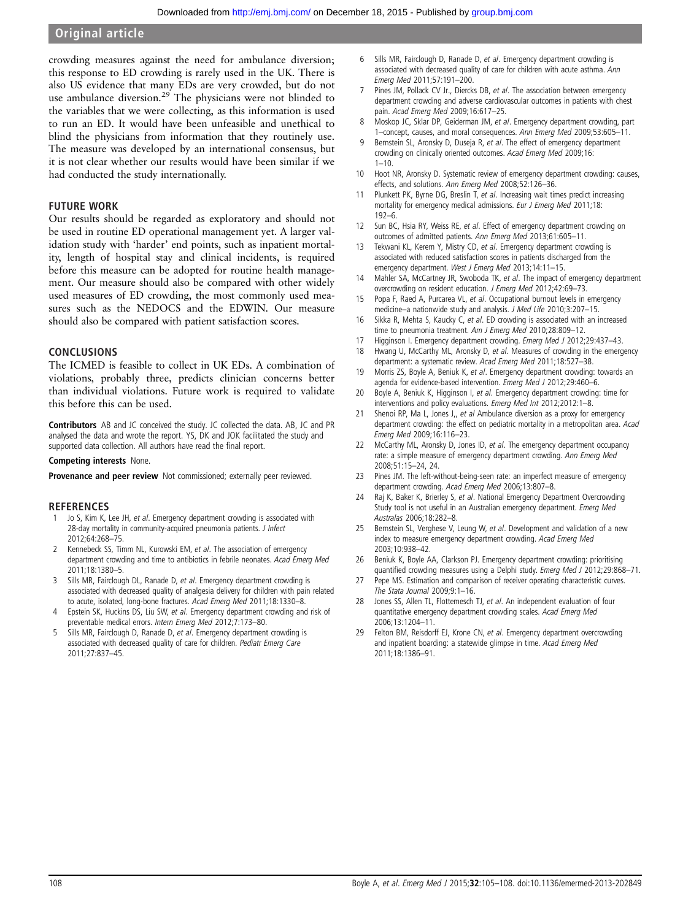crowding measures against the need for ambulance diversion; this response to ED crowding is rarely used in the UK. There is also US evidence that many EDs are very crowded, but do not use ambulance diversion.[29] The physicians were not blinded to the variables that we were collecting, as this information is used to run an ED. It would have been unfeasible and unethical to blind the physicians from information that they routinely use. The measure was developed by an international consensus, but it is not clear whether our results would have been similar if we had conducted the study internationally.

## FUTURE WORK

Our results should be regarded as exploratory and should not be used in routine ED operational management yet. A larger validation study with 'harder' end points, such as inpatient mortality, length of hospital stay and clinical incidents, is required before this measure can be adopted for routine health management. Our measure should also be compared with other widely used measures of ED crowding, the most commonly used measures such as the NEDOCS and the EDWIN. Our measure should also be compared with patient satisfaction scores.

## CONCLUSIONS

The ICMED is feasible to collect in UK EDs. A combination of violations, probably three, predicts clinician concerns better than individual violations. Future work is required to validate this before this can be used.

**Contributors** AB and JC conceived the study. JC collected the data. AB, JC and PR analysed the data and wrote the report. YS, DK and JOK facilitated the study and supported data collection. All authors have read the final report.

**Competing interests** None.

**Provenance and peer review** Not commissioned; externally peer reviewed.

## REFERENCES

1. Jo S, Kim K, Lee JH, *et al*. Emergency department crowding is associated with 28-day mortality in community-acquired pneumonia patients. *J Infect* 2012;64:268–75.
2. Kennebeck SS, Timm NL, Kurowski EM, *et al*. The association of emergency department crowding and time to antibiotics in febrile neonates. *Acad Emerg Med* 2011;18:1380–5.
3. Sills MR, Fairclough DL, Ranade D, *et al*. Emergency department crowding is associated with decreased quality of analgesia delivery for children with pain related to acute, isolated, long-bone fractures. *Acad Emerg Med* 2011;18:1330–8.
4. Epstein SK, Huckins DS, Liu SW, *et al*. Emergency department crowding and risk of preventable medical errors. *Intern Emerg Med* 2012;7:173–80.
5. Sills MR, Fairclough D, Ranade D, *et al*. Emergency department crowding is associated with decreased quality of care for children. *Pediatr Emerg Care* 2011;27:837–45.
6. Sills MR, Fairclough D, Ranade D, *et al*. Emergency department crowding is associated with decreased quality of care for children with acute asthma. *Ann Emerg Med* 2011;57:191–200.
7. Pines JM, Pollack CV Jr., Diercks DB, *et al*. The association between emergency department crowding and adverse cardiovascular outcomes in patients with chest pain. *Acad Emerg Med* 2009;16:617–25.
8. Moskop JC, Sklar DP, Geiderman JM, *et al*. Emergency department crowding, part 1–concept, causes, and moral consequences. *Ann Emerg Med* 2009;53:605–11.
9. Bernstein SL, Aronsky D, Duseja R, *et al*. The effect of emergency department crowding on clinically oriented outcomes. *Acad Emerg Med* 2009;16:1–10.
10. Hoot NR, Aronsky D. Systematic review of emergency department crowding: causes, effects, and solutions. *Ann Emerg Med* 2008;52:126–36.
11. Plunkett PK, Byrne DG, Breslin T, *et al*. Increasing wait times predict increasing mortality for emergency medical admissions. *Eur J Emerg Med* 2011;18:192–6.
12. Sun BC, Hsia RY, Weiss RE, *et al*. Effect of emergency department crowding on outcomes of admitted patients. *Ann Emerg Med* 2013;61:605–11.
13. Tekwani KL, Kerem Y, Mistry CD, *et al*. Emergency department crowding is associated with reduced satisfaction scores in patients discharged from the emergency department. *West J Emerg Med* 2013;14:11–15.
14. Mahler SA, McCartney JR, Swoboda TK, *et al*. The impact of emergency department overcrowding on resident education. *J Emerg Med* 2012;42:69–73.
15. Popa F, Raed A, Purcarea VL, *et al*. Occupational burnout levels in emergency medicine–a nationwide study and analysis. *J Med Life* 2010;3:207–15.
16. Sikka R, Mehta S, Kaucky C, *et al*. ED crowding is associated with an increased time to pneumonia treatment. *Am J Emerg Med* 2010;28:809–12.
17. Higginson I. Emergency department crowding. *Emerg Med J* 2012;29:437–43.
18. Hwang U, McCarthy ML, Aronsky D, *et al*. Measures of crowding in the emergency department: a systematic review. *Acad Emerg Med* 2011;18:527–38.
19. Morris ZS, Boyle A, Beniuk K, *et al*. Emergency department crowding: towards an agenda for evidence-based intervention. *Emerg Med J* 2012;29:460–6.
20. Boyle A, Beniuk K, Higginson I, *et al*. Emergency department crowding: time for interventions and policy evaluations. *Emerg Med Int* 2012;2012:1–8.
21. Shenoi RP, Ma L, Jones J,, *et al* Ambulance diversion as a proxy for emergency department crowding: the effect on pediatric mortality in a metropolitan area. *Acad Emerg Med* 2009;16:116–23.
22. McCarthy ML, Aronsky D, Jones ID, *et al*. The emergency department occupancy rate: a simple measure of emergency department crowding. *Ann Emerg Med* 2008;51:15–24, 24.
23. Pines JM. The left-without-being-seen rate: an imperfect measure of emergency department crowding. *Acad Emerg Med* 2006;13:807–8.
24. Raj K, Baker K, Brierley S, *et al*. National Emergency Department Overcrowding Study tool is not useful in an Australian emergency department. *Emerg Med Australas* 2006;18:282–8.
25. Bernstein SL, Verghese V, Leung W, *et al*. Development and validation of a new index to measure emergency department crowding. *Acad Emerg Med* 2003;10:938–42.
26. Beniuk K, Boyle AA, Clarkson PJ. Emergency department crowding: prioritising quantified crowding measures using a Delphi study. *Emerg Med J* 2012;29:868–71.
27. Pepe MS. Estimation and comparison of receiver operating characteristic curves. *The Stata Journal* 2009;9:1–16.
28. Jones SS, Allen TL, Flottemesch TJ, *et al*. An independent evaluation of four quantitative emergency department crowding scales. *Acad Emerg Med* 2006;13:1204–11.
29. Felton BM, Reisdorff EJ, Krone CN, *et al*. Emergency department overcrowding and inpatient boarding: a statewide glimpse in time. *Acad Emerg Med* 2011;18:1386–91.